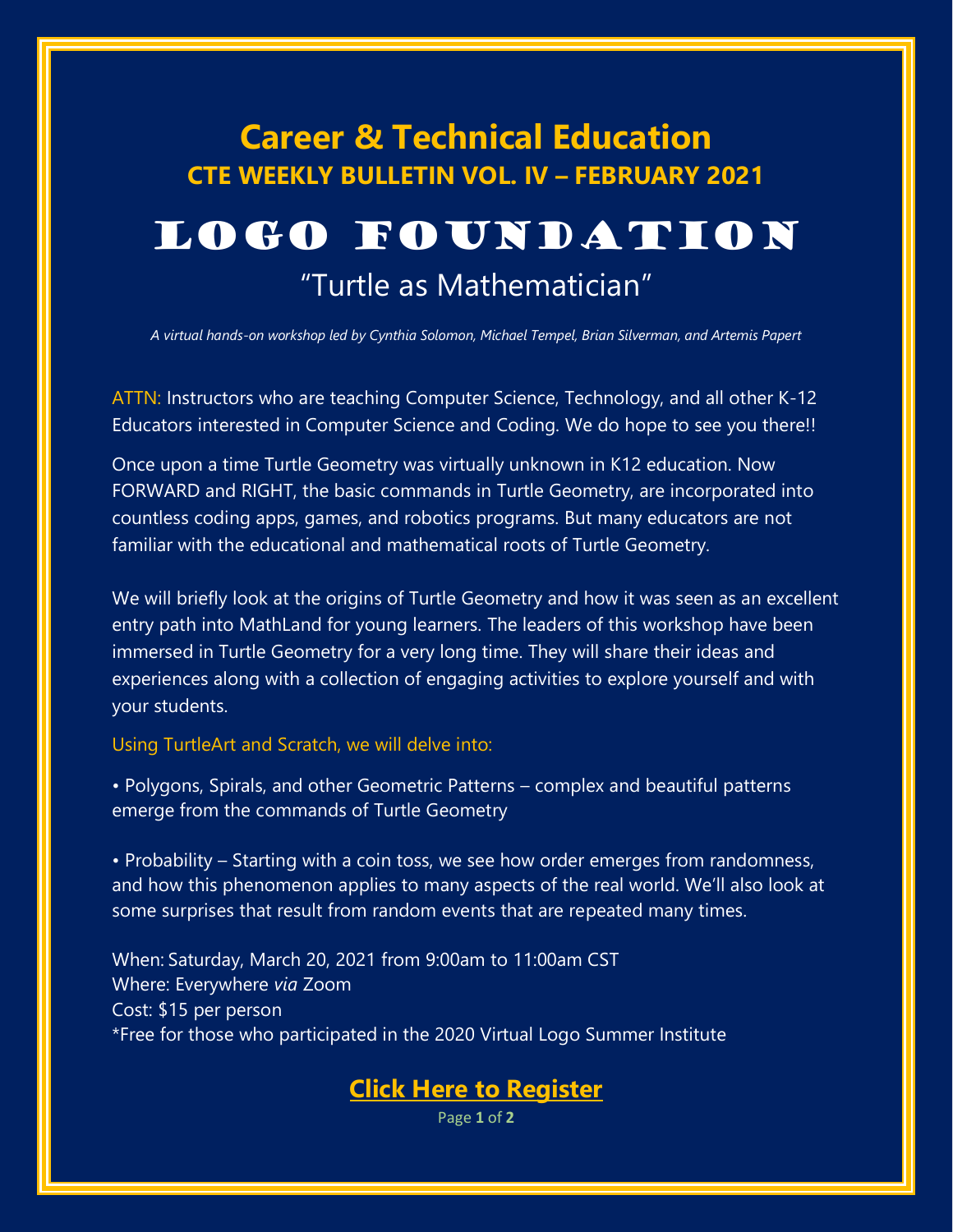# Career & Technical Education

## CTE WEEKLY BULLETIN VOL. IV – FEBRUARY 2021

# LOGO FOUNDATION

## "Turtle as Mathematician"

*A virtual hands-on workshop led by Cynthia Solomon, Michael Tempel, Brian Silverman, and Artemis Papert*

ATTN: Instructors who are teaching Computer Science, Technology, and all other K-12 Educators interested in Computer Science and Coding. We do hope to see you there!!

Once upon a time Turtle Geometry was virtually unknown in K12 education. Now FORWARD and RIGHT, the basic commands in Turtle Geometry, are incorporated into countless coding apps, games, and robotics programs. But many educators are not familiar with the educational and mathematical roots of Turtle Geometry.

We will briefly look at the origins of Turtle Geometry and how it was seen as an excellent entry path into MathLand for young learners. The leaders of this workshop have been immersed in Turtle Geometry for a very long time. They will share their ideas and experiences along with a collection of engaging activities to explore yourself and with your students.

Using TurtleArt and Scratch, we will delve into:

- Polygons, Spirals, and other Geometric Patterns – complex and beautiful patterns emerge from the commands of Turtle Geometry

- Probability – Starting with a coin toss, we see how order emerges from randomness, and how this phenomenon applies to many aspects of the real world. We'll also look at some surprises that result from random events that are repeated many times.

When: Saturday, March 20, 2021 from 9:00am to 11:00am CST
Where: Everywhere *via* Zoom
Cost: $15 per person
*Free for those who participated in the 2020 Virtual Logo Summer Institute

**Click Here to Register**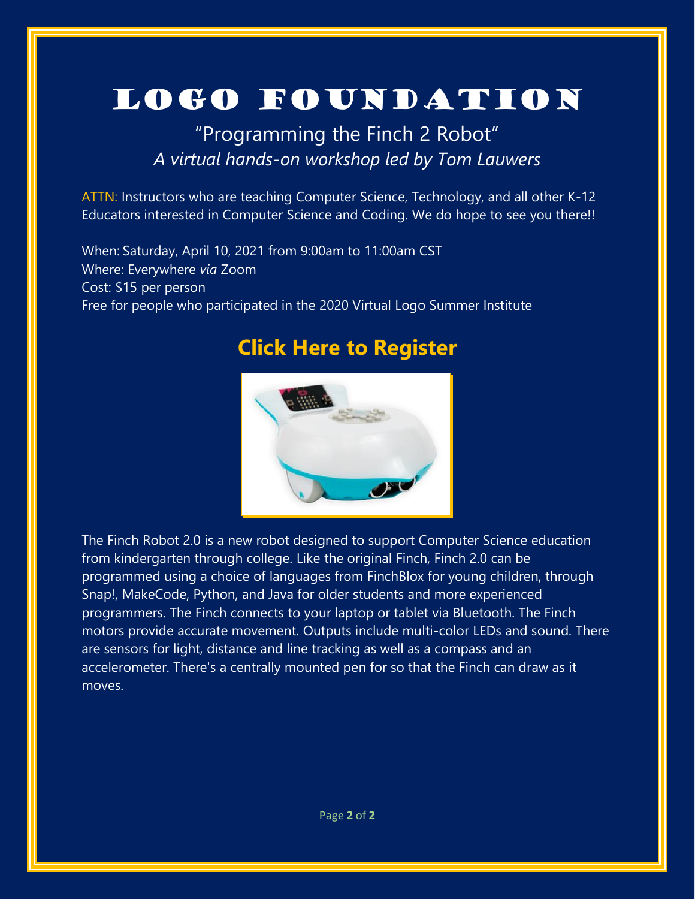# LOGO FOUNDATION

## "Programming the Finch 2 Robot"

*A virtual hands-on workshop led by Tom Lauwers*

ATTN: Instructors who are teaching Computer Science, Technology, and all other K-12 Educators interested in Computer Science and Coding. We do hope to see you there!!

When: Saturday, April 10, 2021 from 9:00am to 11:00am CST
Where: Everywhere *via* Zoom
Cost: $15 per person
Free for people who participated in the 2020 Virtual Logo Summer Institute

## **Click Here to Register**

The Finch Robot 2.0 is a new robot designed to support Computer Science education from kindergarten through college. Like the original Finch, Finch 2.0 can be programmed using a choice of languages from FinchBlox for young children, through Snap!, MakeCode, Python, and Java for older students and more experienced programmers. The Finch connects to your laptop or tablet via Bluetooth. The Finch motors provide accurate movement. Outputs include multi-color LEDs and sound. There are sensors for light, distance and line tracking as well as a compass and an accelerometer. There's a centrally mounted pen for so that the Finch can draw as it moves.